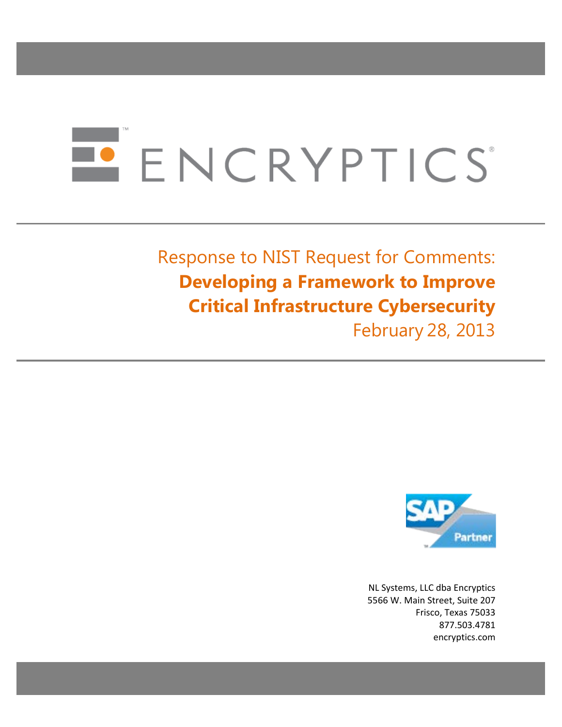ENCRYPTICS®

Response to NIST Request for Comments:

# Developing a Framework to Improve Critical Infrastructure Cybersecurity

February 28, 2013

SAP Partner

NL Systems, LLC dba Encryptics
5566 W. Main Street, Suite 207
Frisco, Texas 75033
877.503.4781
encryptics.com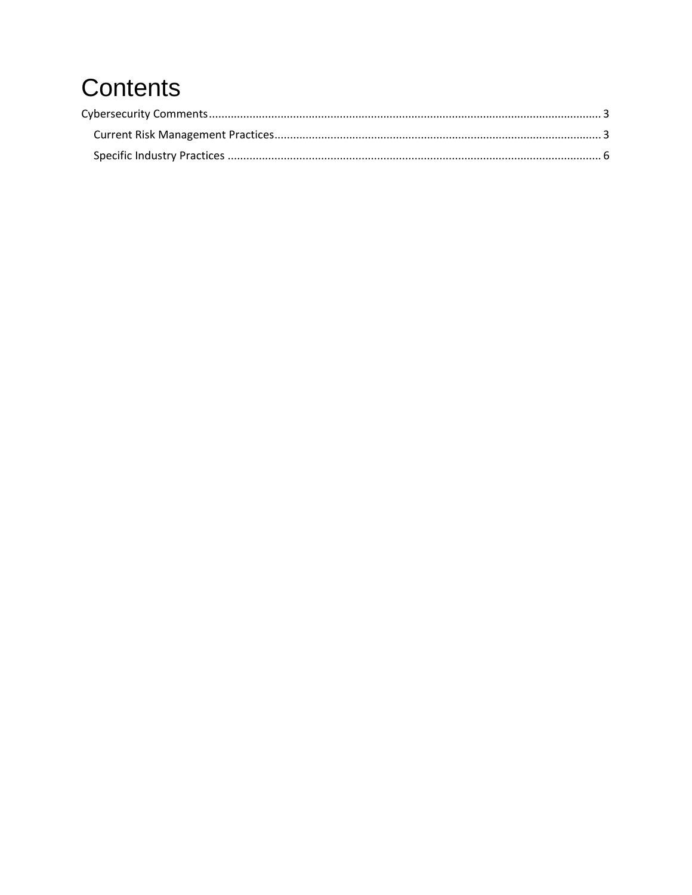# Contents

Cybersecurity Comments ..................................................................................................................... 3

  Current Risk Management Practices ................................................................................................. 3

  Specific Industry Practices ............................................................................................................... 6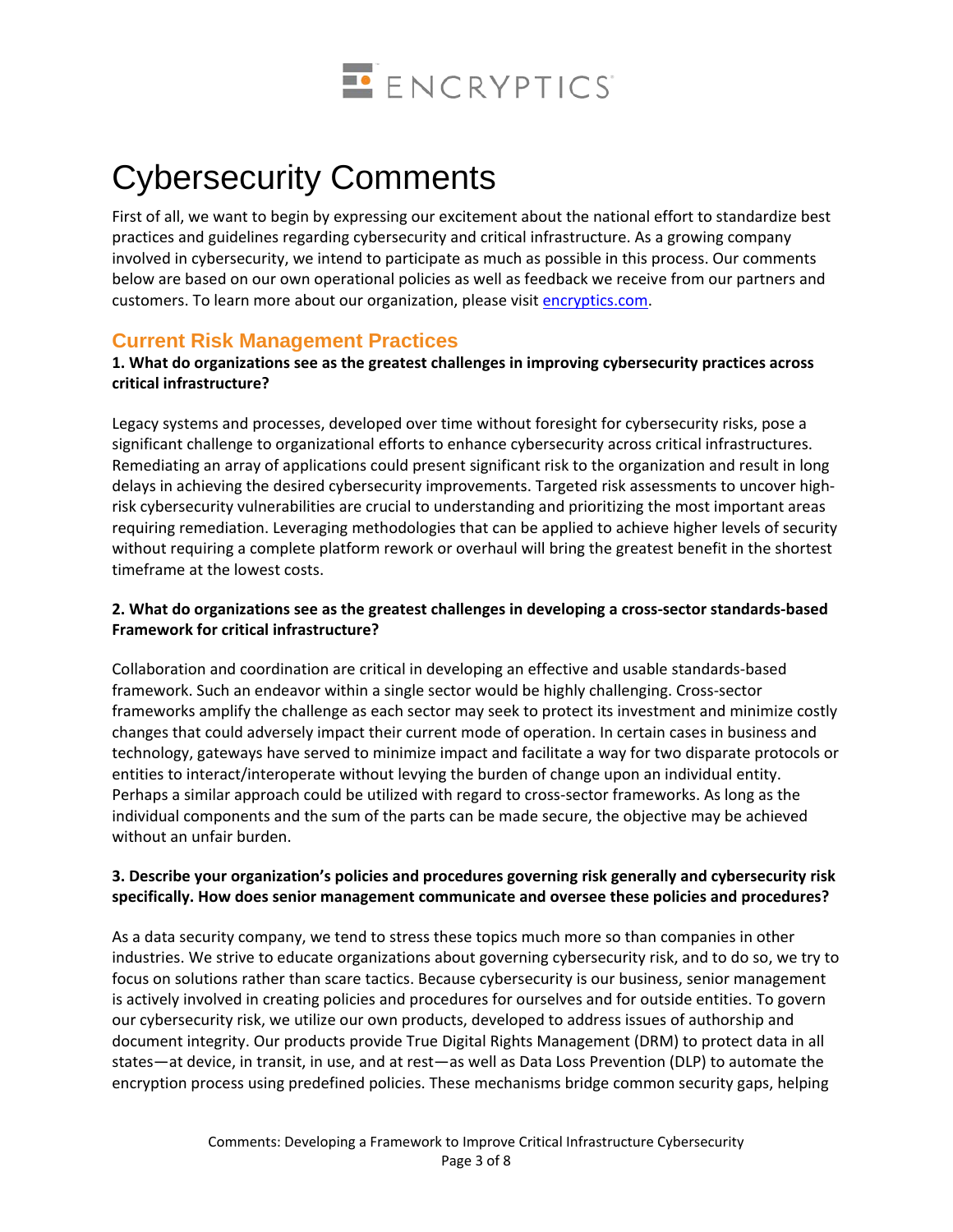# Cybersecurity Comments

First of all, we want to begin by expressing our excitement about the national effort to standardize best practices and guidelines regarding cybersecurity and critical infrastructure. As a growing company involved in cybersecurity, we intend to participate as much as possible in this process. Our comments below are based on our own operational policies as well as feedback we receive from our partners and customers. To learn more about our organization, please visit [encryptics.com](encryptics.com).

## Current Risk Management Practices

**1. What do organizations see as the greatest challenges in improving cybersecurity practices across critical infrastructure?**

Legacy systems and processes, developed over time without foresight for cybersecurity risks, pose a significant challenge to organizational efforts to enhance cybersecurity across critical infrastructures. Remediating an array of applications could present significant risk to the organization and result in long delays in achieving the desired cybersecurity improvements. Targeted risk assessments to uncover high-risk cybersecurity vulnerabilities are crucial to understanding and prioritizing the most important areas requiring remediation. Leveraging methodologies that can be applied to achieve higher levels of security without requiring a complete platform rework or overhaul will bring the greatest benefit in the shortest timeframe at the lowest costs.

**2. What do organizations see as the greatest challenges in developing a cross-sector standards-based Framework for critical infrastructure?**

Collaboration and coordination are critical in developing an effective and usable standards-based framework. Such an endeavor within a single sector would be highly challenging. Cross-sector frameworks amplify the challenge as each sector may seek to protect its investment and minimize costly changes that could adversely impact their current mode of operation. In certain cases in business and technology, gateways have served to minimize impact and facilitate a way for two disparate protocols or entities to interact/interoperate without levying the burden of change upon an individual entity. Perhaps a similar approach could be utilized with regard to cross-sector frameworks. As long as the individual components and the sum of the parts can be made secure, the objective may be achieved without an unfair burden.

**3. Describe your organization's policies and procedures governing risk generally and cybersecurity risk specifically. How does senior management communicate and oversee these policies and procedures?**

As a data security company, we tend to stress these topics much more so than companies in other industries. We strive to educate organizations about governing cybersecurity risk, and to do so, we try to focus on solutions rather than scare tactics. Because cybersecurity is our business, senior management is actively involved in creating policies and procedures for ourselves and for outside entities. To govern our cybersecurity risk, we utilize our own products, developed to address issues of authorship and document integrity. Our products provide True Digital Rights Management (DRM) to protect data in all states—at device, in transit, in use, and at rest—as well as Data Loss Prevention (DLP) to automate the encryption process using predefined policies. These mechanisms bridge common security gaps, helping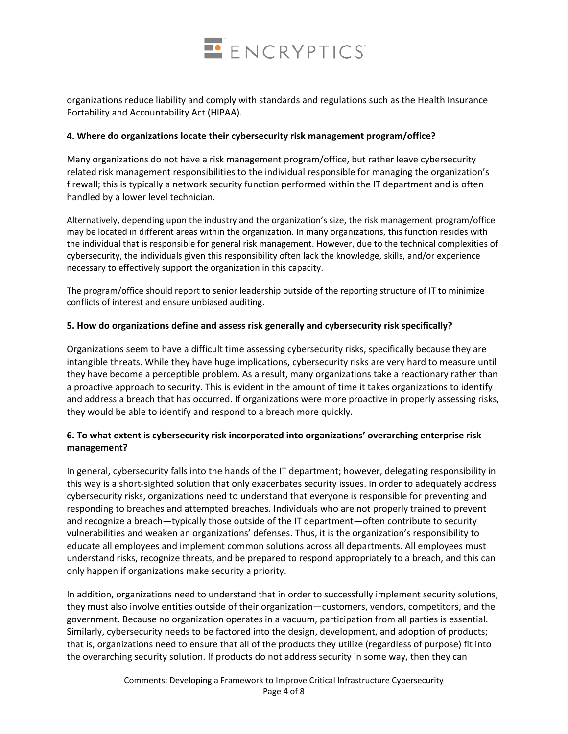organizations reduce liability and comply with standards and regulations such as the Health Insurance Portability and Accountability Act (HIPAA).

**4. Where do organizations locate their cybersecurity risk management program/office?**

Many organizations do not have a risk management program/office, but rather leave cybersecurity related risk management responsibilities to the individual responsible for managing the organization's firewall; this is typically a network security function performed within the IT department and is often handled by a lower level technician.

Alternatively, depending upon the industry and the organization's size, the risk management program/office may be located in different areas within the organization. In many organizations, this function resides with the individual that is responsible for general risk management. However, due to the technical complexities of cybersecurity, the individuals given this responsibility often lack the knowledge, skills, and/or experience necessary to effectively support the organization in this capacity.

The program/office should report to senior leadership outside of the reporting structure of IT to minimize conflicts of interest and ensure unbiased auditing.

**5. How do organizations define and assess risk generally and cybersecurity risk specifically?**

Organizations seem to have a difficult time assessing cybersecurity risks, specifically because they are intangible threats. While they have huge implications, cybersecurity risks are very hard to measure until they have become a perceptible problem. As a result, many organizations take a reactionary rather than a proactive approach to security. This is evident in the amount of time it takes organizations to identify and address a breach that has occurred. If organizations were more proactive in properly assessing risks, they would be able to identify and respond to a breach more quickly.

**6. To what extent is cybersecurity risk incorporated into organizations' overarching enterprise risk management?**

In general, cybersecurity falls into the hands of the IT department; however, delegating responsibility in this way is a short-sighted solution that only exacerbates security issues. In order to adequately address cybersecurity risks, organizations need to understand that everyone is responsible for preventing and responding to breaches and attempted breaches. Individuals who are not properly trained to prevent and recognize a breach—typically those outside of the IT department—often contribute to security vulnerabilities and weaken an organizations' defenses. Thus, it is the organization's responsibility to educate all employees and implement common solutions across all departments. All employees must understand risks, recognize threats, and be prepared to respond appropriately to a breach, and this can only happen if organizations make security a priority.

In addition, organizations need to understand that in order to successfully implement security solutions, they must also involve entities outside of their organization—customers, vendors, competitors, and the government. Because no organization operates in a vacuum, participation from all parties is essential. Similarly, cybersecurity needs to be factored into the design, development, and adoption of products; that is, organizations need to ensure that all of the products they utilize (regardless of purpose) fit into the overarching security solution. If products do not address security in some way, then they can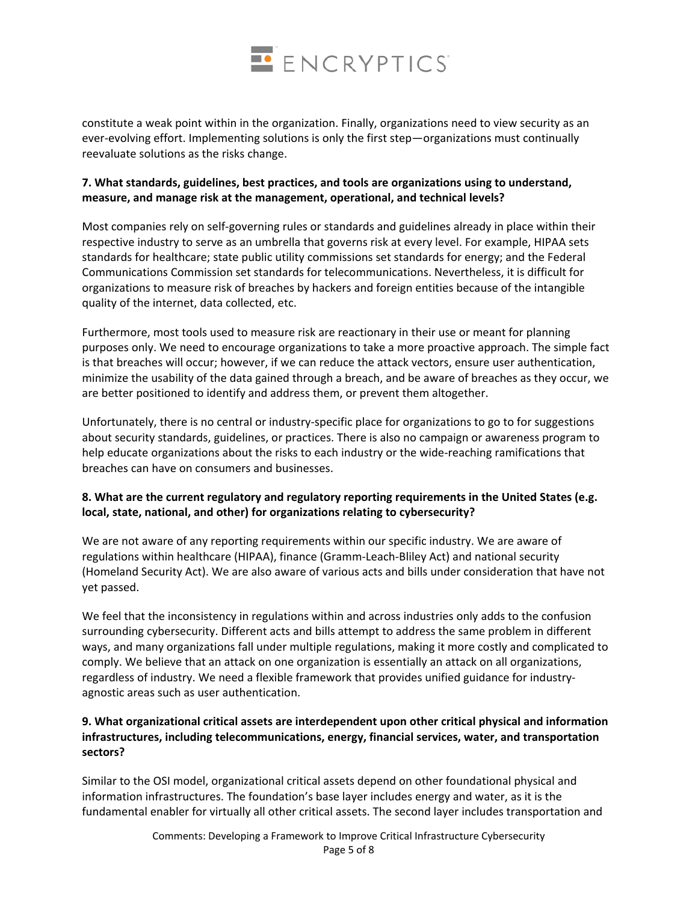constitute a weak point within in the organization. Finally, organizations need to view security as an ever-evolving effort. Implementing solutions is only the first step—organizations must continually reevaluate solutions as the risks change.

**7. What standards, guidelines, best practices, and tools are organizations using to understand, measure, and manage risk at the management, operational, and technical levels?**

Most companies rely on self-governing rules or standards and guidelines already in place within their respective industry to serve as an umbrella that governs risk at every level. For example, HIPAA sets standards for healthcare; state public utility commissions set standards for energy; and the Federal Communications Commission set standards for telecommunications. Nevertheless, it is difficult for organizations to measure risk of breaches by hackers and foreign entities because of the intangible quality of the internet, data collected, etc.

Furthermore, most tools used to measure risk are reactionary in their use or meant for planning purposes only. We need to encourage organizations to take a more proactive approach. The simple fact is that breaches will occur; however, if we can reduce the attack vectors, ensure user authentication, minimize the usability of the data gained through a breach, and be aware of breaches as they occur, we are better positioned to identify and address them, or prevent them altogether.

Unfortunately, there is no central or industry-specific place for organizations to go to for suggestions about security standards, guidelines, or practices. There is also no campaign or awareness program to help educate organizations about the risks to each industry or the wide-reaching ramifications that breaches can have on consumers and businesses.

**8. What are the current regulatory and regulatory reporting requirements in the United States (e.g. local, state, national, and other) for organizations relating to cybersecurity?**

We are not aware of any reporting requirements within our specific industry. We are aware of regulations within healthcare (HIPAA), finance (Gramm-Leach-Bliley Act) and national security (Homeland Security Act). We are also aware of various acts and bills under consideration that have not yet passed.

We feel that the inconsistency in regulations within and across industries only adds to the confusion surrounding cybersecurity. Different acts and bills attempt to address the same problem in different ways, and many organizations fall under multiple regulations, making it more costly and complicated to comply. We believe that an attack on one organization is essentially an attack on all organizations, regardless of industry. We need a flexible framework that provides unified guidance for industry-agnostic areas such as user authentication.

**9. What organizational critical assets are interdependent upon other critical physical and information infrastructures, including telecommunications, energy, financial services, water, and transportation sectors?**

Similar to the OSI model, organizational critical assets depend on other foundational physical and information infrastructures. The foundation's base layer includes energy and water, as it is the fundamental enabler for virtually all other critical assets. The second layer includes transportation and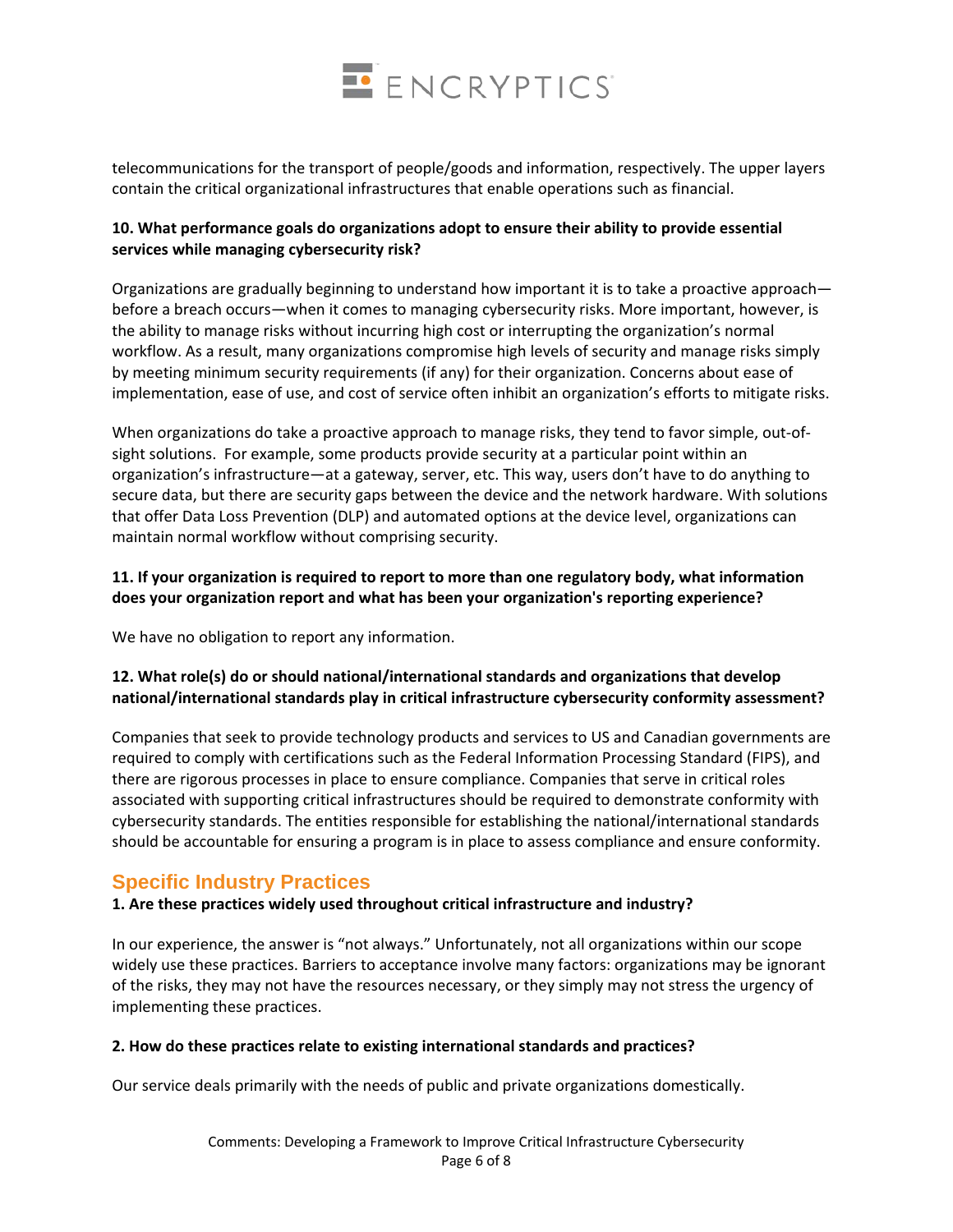telecommunications for the transport of people/goods and information, respectively. The upper layers contain the critical organizational infrastructures that enable operations such as financial.

**10. What performance goals do organizations adopt to ensure their ability to provide essential services while managing cybersecurity risk?**

Organizations are gradually beginning to understand how important it is to take a proactive approach—before a breach occurs—when it comes to managing cybersecurity risks. More important, however, is the ability to manage risks without incurring high cost or interrupting the organization's normal workflow. As a result, many organizations compromise high levels of security and manage risks simply by meeting minimum security requirements (if any) for their organization. Concerns about ease of implementation, ease of use, and cost of service often inhibit an organization's efforts to mitigate risks.

When organizations do take a proactive approach to manage risks, they tend to favor simple, out-of-sight solutions. For example, some products provide security at a particular point within an organization's infrastructure—at a gateway, server, etc. This way, users don't have to do anything to secure data, but there are security gaps between the device and the network hardware. With solutions that offer Data Loss Prevention (DLP) and automated options at the device level, organizations can maintain normal workflow without comprising security.

**11. If your organization is required to report to more than one regulatory body, what information does your organization report and what has been your organization's reporting experience?**

We have no obligation to report any information.

**12. What role(s) do or should national/international standards and organizations that develop national/international standards play in critical infrastructure cybersecurity conformity assessment?**

Companies that seek to provide technology products and services to US and Canadian governments are required to comply with certifications such as the Federal Information Processing Standard (FIPS), and there are rigorous processes in place to ensure compliance. Companies that serve in critical roles associated with supporting critical infrastructures should be required to demonstrate conformity with cybersecurity standards. The entities responsible for establishing the national/international standards should be accountable for ensuring a program is in place to assess compliance and ensure conformity.

## Specific Industry Practices

**1. Are these practices widely used throughout critical infrastructure and industry?**

In our experience, the answer is "not always." Unfortunately, not all organizations within our scope widely use these practices. Barriers to acceptance involve many factors: organizations may be ignorant of the risks, they may not have the resources necessary, or they simply may not stress the urgency of implementing these practices.

**2. How do these practices relate to existing international standards and practices?**

Our service deals primarily with the needs of public and private organizations domestically.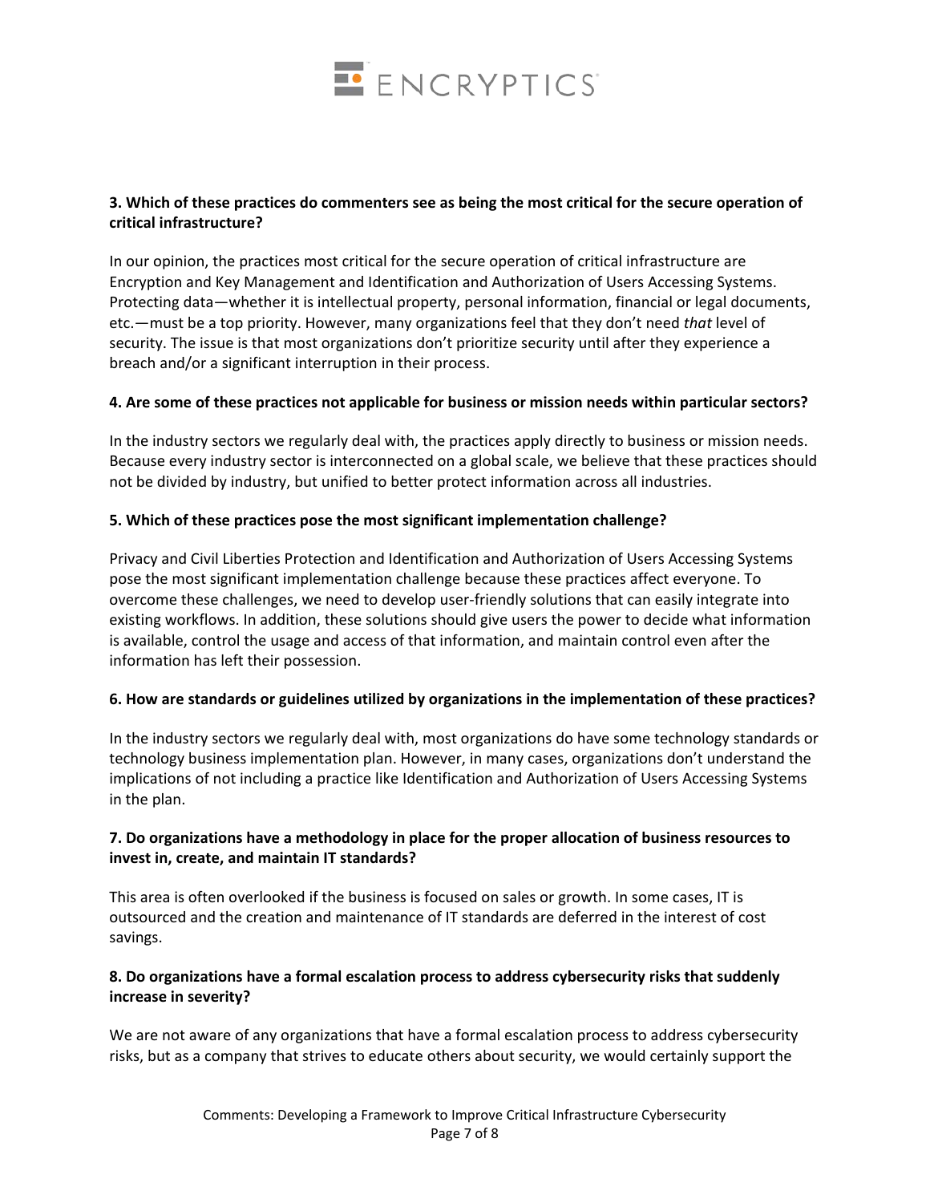**3. Which of these practices do commenters see as being the most critical for the secure operation of critical infrastructure?**

In our opinion, the practices most critical for the secure operation of critical infrastructure are Encryption and Key Management and Identification and Authorization of Users Accessing Systems. Protecting data—whether it is intellectual property, personal information, financial or legal documents, etc.—must be a top priority. However, many organizations feel that they don't need *that* level of security. The issue is that most organizations don't prioritize security until after they experience a breach and/or a significant interruption in their process.

**4. Are some of these practices not applicable for business or mission needs within particular sectors?**

In the industry sectors we regularly deal with, the practices apply directly to business or mission needs. Because every industry sector is interconnected on a global scale, we believe that these practices should not be divided by industry, but unified to better protect information across all industries.

**5. Which of these practices pose the most significant implementation challenge?**

Privacy and Civil Liberties Protection and Identification and Authorization of Users Accessing Systems pose the most significant implementation challenge because these practices affect everyone. To overcome these challenges, we need to develop user-friendly solutions that can easily integrate into existing workflows. In addition, these solutions should give users the power to decide what information is available, control the usage and access of that information, and maintain control even after the information has left their possession.

**6. How are standards or guidelines utilized by organizations in the implementation of these practices?**

In the industry sectors we regularly deal with, most organizations do have some technology standards or technology business implementation plan. However, in many cases, organizations don't understand the implications of not including a practice like Identification and Authorization of Users Accessing Systems in the plan.

**7. Do organizations have a methodology in place for the proper allocation of business resources to invest in, create, and maintain IT standards?**

This area is often overlooked if the business is focused on sales or growth. In some cases, IT is outsourced and the creation and maintenance of IT standards are deferred in the interest of cost savings.

**8. Do organizations have a formal escalation process to address cybersecurity risks that suddenly increase in severity?**

We are not aware of any organizations that have a formal escalation process to address cybersecurity risks, but as a company that strives to educate others about security, we would certainly support the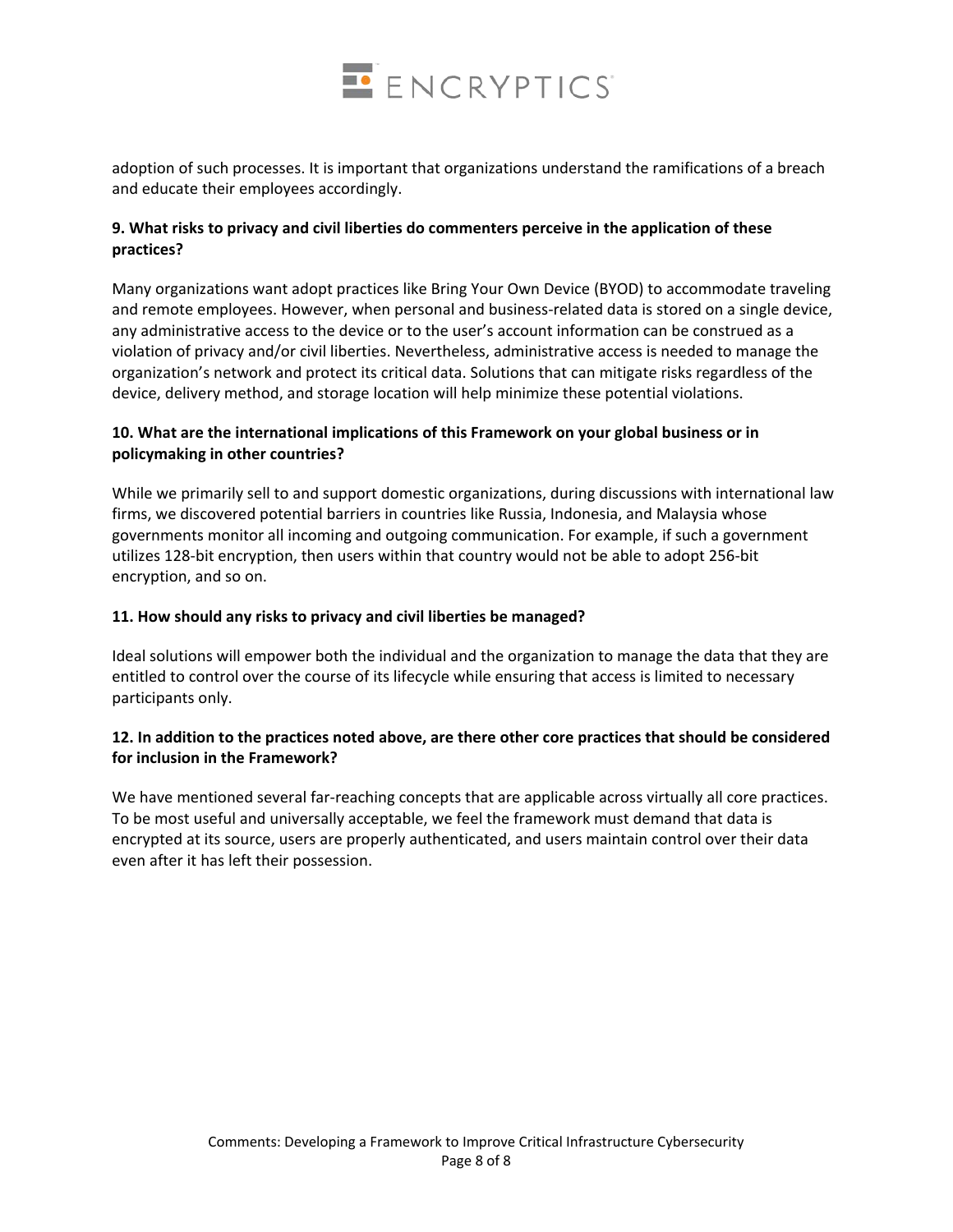adoption of such processes. It is important that organizations understand the ramifications of a breach and educate their employees accordingly.

**9. What risks to privacy and civil liberties do commenters perceive in the application of these practices?**

Many organizations want adopt practices like Bring Your Own Device (BYOD) to accommodate traveling and remote employees. However, when personal and business-related data is stored on a single device, any administrative access to the device or to the user's account information can be construed as a violation of privacy and/or civil liberties. Nevertheless, administrative access is needed to manage the organization's network and protect its critical data. Solutions that can mitigate risks regardless of the device, delivery method, and storage location will help minimize these potential violations.

**10. What are the international implications of this Framework on your global business or in policymaking in other countries?**

While we primarily sell to and support domestic organizations, during discussions with international law firms, we discovered potential barriers in countries like Russia, Indonesia, and Malaysia whose governments monitor all incoming and outgoing communication. For example, if such a government utilizes 128-bit encryption, then users within that country would not be able to adopt 256-bit encryption, and so on.

**11. How should any risks to privacy and civil liberties be managed?**

Ideal solutions will empower both the individual and the organization to manage the data that they are entitled to control over the course of its lifecycle while ensuring that access is limited to necessary participants only.

**12. In addition to the practices noted above, are there other core practices that should be considered for inclusion in the Framework?**

We have mentioned several far-reaching concepts that are applicable across virtually all core practices. To be most useful and universally acceptable, we feel the framework must demand that data is encrypted at its source, users are properly authenticated, and users maintain control over their data even after it has left their possession.